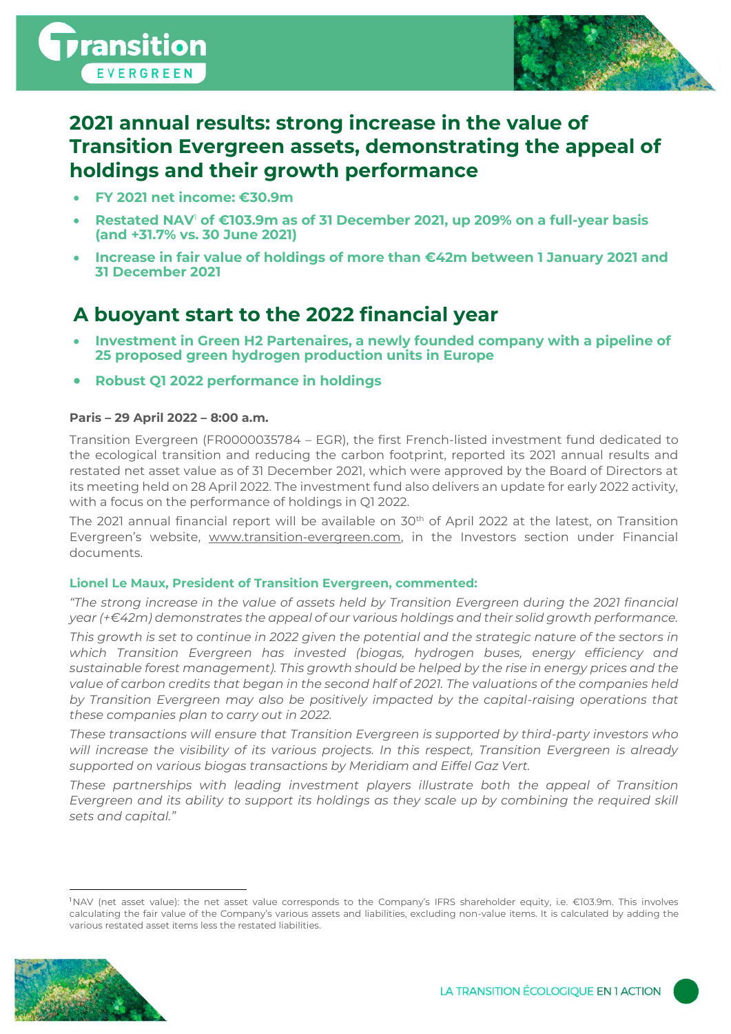# 2021 annual results: strong increase in the value of Transition Evergreen assets, demonstrating the appeal of holdings and their growth performance

- **FY 2021 net income: €30.9m**
- **Restated NAV[1] of €103.9m as of 31 December 2021, up 209% on a full-year basis (and +31.7% vs. 30 June 2021)**
- **Increase in fair value of holdings of more than €42m between 1 January 2021 and 31 December 2021**

# A buoyant start to the 2022 financial year

- **Investment in Green H2 Partenaires, a newly founded company with a pipeline of 25 proposed green hydrogen production units in Europe**
- **Robust Q1 2022 performance in holdings**

**Paris – 29 April 2022 – 8:00 a.m.**

Transition Evergreen (FR0000035784 – EGR), the first French-listed investment fund dedicated to the ecological transition and reducing the carbon footprint, reported its 2021 annual results and restated net asset value as of 31 December 2021, which were approved by the Board of Directors at its meeting held on 28 April 2022. The investment fund also delivers an update for early 2022 activity, with a focus on the performance of holdings in Q1 2022.

The 2021 annual financial report will be available on 30th of April 2022 at the latest, on Transition Evergreen's website, www.transition-evergreen.com, in the Investors section under Financial documents.

**Lionel Le Maux, President of Transition Evergreen, commented:**

*"The strong increase in the value of assets held by Transition Evergreen during the 2021 financial year (+€42m) demonstrates the appeal of our various holdings and their solid growth performance.*

*This growth is set to continue in 2022 given the potential and the strategic nature of the sectors in which Transition Evergreen has invested (biogas, hydrogen buses, energy efficiency and sustainable forest management). This growth should be helped by the rise in energy prices and the value of carbon credits that began in the second half of 2021. The valuations of the companies held by Transition Evergreen may also be positively impacted by the capital-raising operations that these companies plan to carry out in 2022.*

*These transactions will ensure that Transition Evergreen is supported by third-party investors who will increase the visibility of its various projects. In this respect, Transition Evergreen is already supported on various biogas transactions by Meridiam and Eiffel Gaz Vert.*

*These partnerships with leading investment players illustrate both the appeal of Transition Evergreen and its ability to support its holdings as they scale up by combining the required skill sets and capital."*

---

[1] NAV (net asset value): the net asset value corresponds to the Company's IFRS shareholder equity, i.e. €103.9m. This involves calculating the fair value of the Company's various assets and liabilities, excluding non-value items. It is calculated by adding the various restated asset items less the restated liabilities.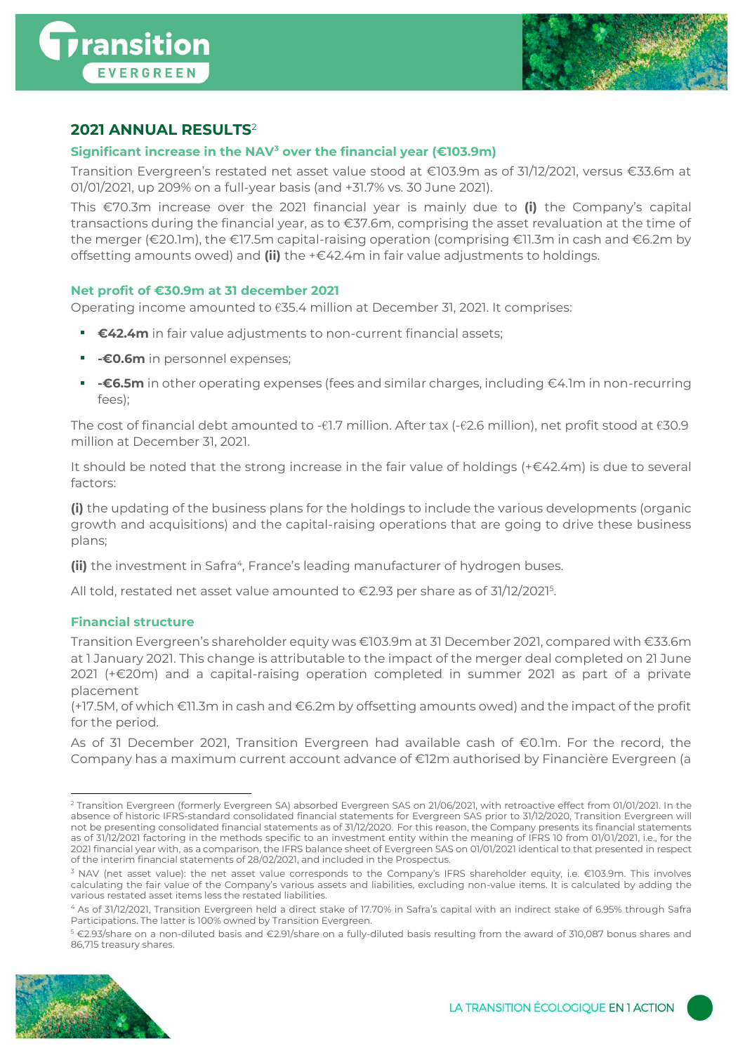## 2021 ANNUAL RESULTS[2]

### Significant increase in the NAV[3] over the financial year (€103.9m)

Transition Evergreen's restated net asset value stood at €103.9m as of 31/12/2021, versus €33.6m at 01/01/2021, up 209% on a full-year basis (and +31.7% vs. 30 June 2021).

This €70.3m increase over the 2021 financial year is mainly due to **(i)** the Company's capital transactions during the financial year, as to €37.6m, comprising the asset revaluation at the time of the merger (€20.1m), the €17.5m capital-raising operation (comprising €11.3m in cash and €6.2m by offsetting amounts owed) and **(ii)** the +€42.4m in fair value adjustments to holdings.

### Net profit of €30.9m at 31 december 2021

Operating income amounted to €35.4 million at December 31, 2021. It comprises:

- **€42.4m** in fair value adjustments to non-current financial assets;
- **-€0.6m** in personnel expenses;
- **-€6.5m** in other operating expenses (fees and similar charges, including €4.1m in non-recurring fees);

The cost of financial debt amounted to -€1.7 million. After tax (-€2.6 million), net profit stood at €30.9 million at December 31, 2021.

It should be noted that the strong increase in the fair value of holdings (+€42.4m) is due to several factors:

**(i)** the updating of the business plans for the holdings to include the various developments (organic growth and acquisitions) and the capital-raising operations that are going to drive these business plans;

**(ii)** the investment in Safra[4], France's leading manufacturer of hydrogen buses.

All told, restated net asset value amounted to €2.93 per share as of 31/12/2021[5].

### Financial structure

Transition Evergreen's shareholder equity was €103.9m at 31 December 2021, compared with €33.6m at 1 January 2021. This change is attributable to the impact of the merger deal completed on 21 June 2021 (+€20m) and a capital-raising operation completed in summer 2021 as part of a private placement
(+17.5M, of which €11.3m in cash and €6.2m by offsetting amounts owed) and the impact of the profit for the period.

As of 31 December 2021, Transition Evergreen had available cash of €0.1m. For the record, the Company has a maximum current account advance of €12m authorised by Financière Evergreen (a

---

[2] Transition Evergreen (formerly Evergreen SA) absorbed Evergreen SAS on 21/06/2021, with retroactive effect from 01/01/2021. In the absence of historic IFRS-standard consolidated financial statements for Evergreen SAS prior to 31/12/2020, Transition Evergreen will not be presenting consolidated financial statements as of 31/12/2020. For this reason, the Company presents its financial statements as of 31/12/2021 factoring in the methods specific to an investment entity within the meaning of IFRS 10 from 01/01/2021, i.e., for the 2021 financial year with, as a comparison, the IFRS balance sheet of Evergreen SAS on 01/01/2021 identical to that presented in respect of the interim financial statements of 28/02/2021, and included in the Prospectus.

[3] NAV (net asset value): the net asset value corresponds to the Company's IFRS shareholder equity, i.e. €103.9m. This involves calculating the fair value of the Company's various assets and liabilities, excluding non-value items. It is calculated by adding the various restated asset items less the restated liabilities.

[4] As of 31/12/2021, Transition Evergreen held a direct stake of 17.70% in Safra's capital with an indirect stake of 6.95% through Safra Participations. The latter is 100% owned by Transition Evergreen.

[5] €2.93/share on a non-diluted basis and €2.91/share on a fully-diluted basis resulting from the award of 310,087 bonus shares and 86,715 treasury shares.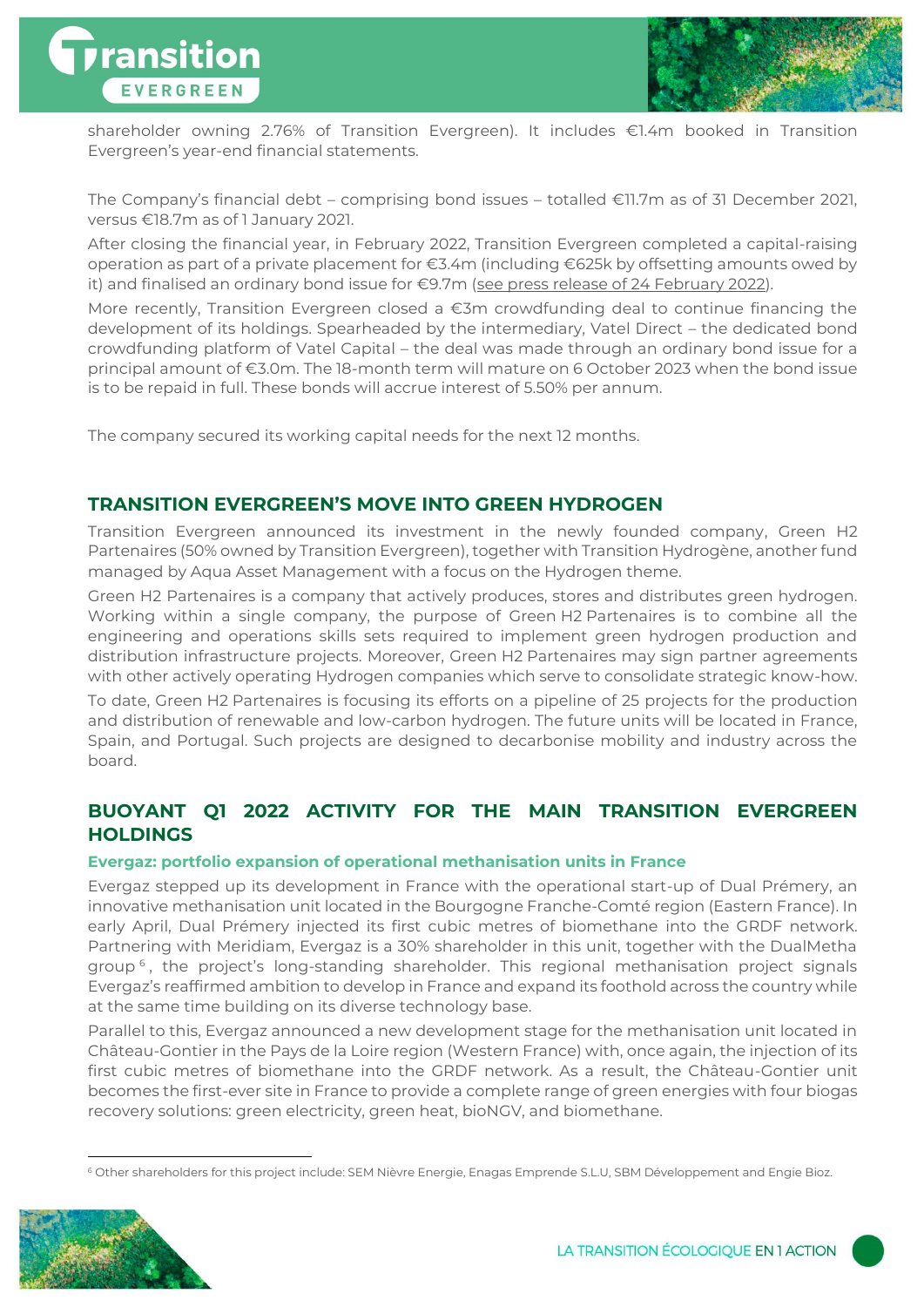shareholder owning 2.76% of Transition Evergreen). It includes €1.4m booked in Transition Evergreen's year-end financial statements.

The Company's financial debt – comprising bond issues – totalled €11.7m as of 31 December 2021, versus €18.7m as of 1 January 2021.

After closing the financial year, in February 2022, Transition Evergreen completed a capital-raising operation as part of a private placement for €3.4m (including €625k by offsetting amounts owed by it) and finalised an ordinary bond issue for €9.7m (see press release of 24 February 2022).

More recently, Transition Evergreen closed a €3m crowdfunding deal to continue financing the development of its holdings. Spearheaded by the intermediary, Vatel Direct – the dedicated bond crowdfunding platform of Vatel Capital – the deal was made through an ordinary bond issue for a principal amount of €3.0m. The 18-month term will mature on 6 October 2023 when the bond issue is to be repaid in full. These bonds will accrue interest of 5.50% per annum.

The company secured its working capital needs for the next 12 months.

## TRANSITION EVERGREEN'S MOVE INTO GREEN HYDROGEN

Transition Evergreen announced its investment in the newly founded company, Green H2 Partenaires (50% owned by Transition Evergreen), together with Transition Hydrogène, another fund managed by Aqua Asset Management with a focus on the Hydrogen theme.

Green H2 Partenaires is a company that actively produces, stores and distributes green hydrogen. Working within a single company, the purpose of Green H2 Partenaires is to combine all the engineering and operations skills sets required to implement green hydrogen production and distribution infrastructure projects. Moreover, Green H2 Partenaires may sign partner agreements with other actively operating Hydrogen companies which serve to consolidate strategic know-how.

To date, Green H2 Partenaires is focusing its efforts on a pipeline of 25 projects for the production and distribution of renewable and low-carbon hydrogen. The future units will be located in France, Spain, and Portugal. Such projects are designed to decarbonise mobility and industry across the board.

## BUOYANT Q1 2022 ACTIVITY FOR THE MAIN TRANSITION EVERGREEN HOLDINGS

### Evergaz: portfolio expansion of operational methanisation units in France

Evergaz stepped up its development in France with the operational start-up of Dual Prémery, an innovative methanisation unit located in the Bourgogne Franche-Comté region (Eastern France). In early April, Dual Prémery injected its first cubic metres of biomethane into the GRDF network. Partnering with Meridiam, Evergaz is a 30% shareholder in this unit, together with the DualMetha group[6], the project's long-standing shareholder. This regional methanisation project signals Evergaz's reaffirmed ambition to develop in France and expand its foothold across the country while at the same time building on its diverse technology base.

Parallel to this, Evergaz announced a new development stage for the methanisation unit located in Château-Gontier in the Pays de la Loire region (Western France) with, once again, the injection of its first cubic metres of biomethane into the GRDF network. As a result, the Château-Gontier unit becomes the first-ever site in France to provide a complete range of green energies with four biogas recovery solutions: green electricity, green heat, bioNGV, and biomethane.

---

[6] Other shareholders for this project include: SEM Nièvre Energie, Enagas Emprende S.L.U, SBM Développement and Engie Bioz.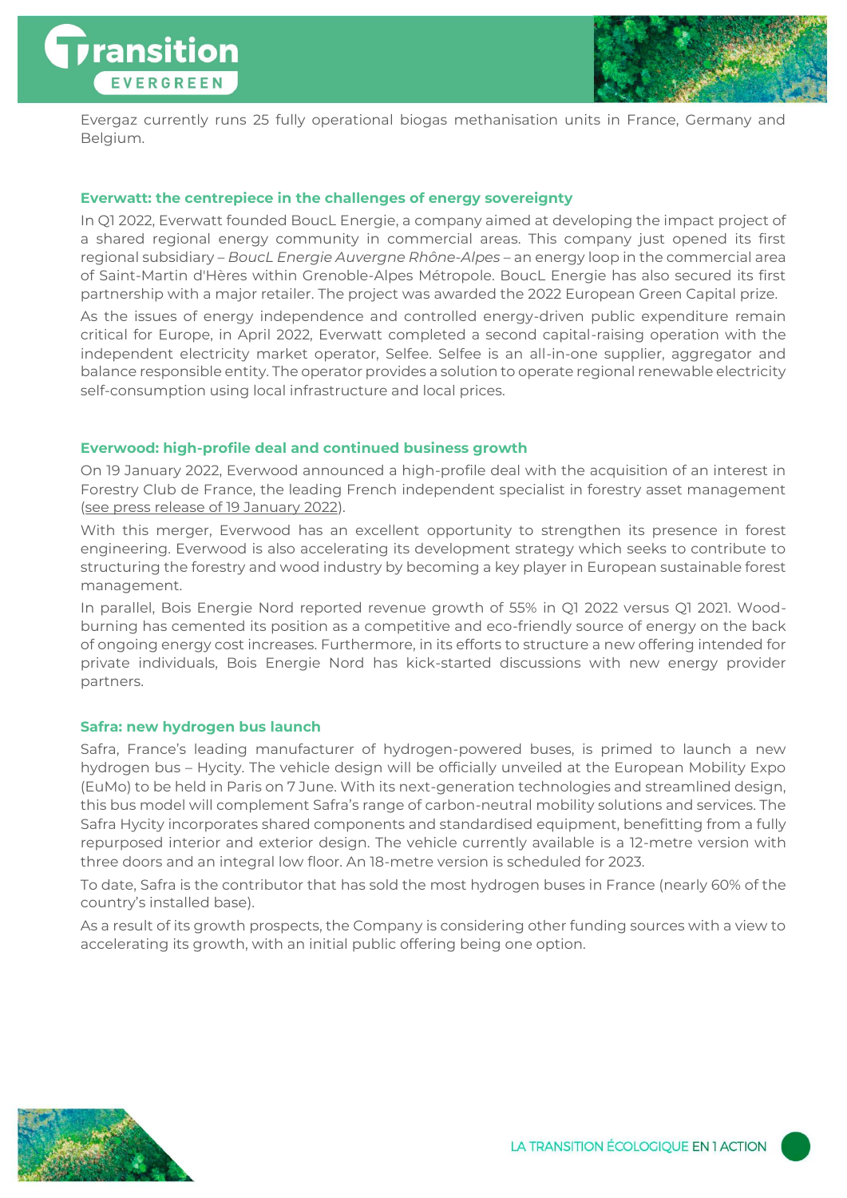Evergaz currently runs 25 fully operational biogas methanisation units in France, Germany and Belgium.

### Everwatt: the centrepiece in the challenges of energy sovereignty

In Q1 2022, Everwatt founded BoucL Energie, a company aimed at developing the impact project of a shared regional energy community in commercial areas. This company just opened its first regional subsidiary – *BoucL Energie Auvergne Rhône-Alpes* – an energy loop in the commercial area of Saint-Martin d'Hères within Grenoble-Alpes Métropole. BoucL Energie has also secured its first partnership with a major retailer. The project was awarded the 2022 European Green Capital prize.

As the issues of energy independence and controlled energy-driven public expenditure remain critical for Europe, in April 2022, Everwatt completed a second capital-raising operation with the independent electricity market operator, Selfee. Selfee is an all-in-one supplier, aggregator and balance responsible entity. The operator provides a solution to operate regional renewable electricity self-consumption using local infrastructure and local prices.

### Everwood: high-profile deal and continued business growth

On 19 January 2022, Everwood announced a high-profile deal with the acquisition of an interest in Forestry Club de France, the leading French independent specialist in forestry asset management (see press release of 19 January 2022).

With this merger, Everwood has an excellent opportunity to strengthen its presence in forest engineering. Everwood is also accelerating its development strategy which seeks to contribute to structuring the forestry and wood industry by becoming a key player in European sustainable forest management.

In parallel, Bois Energie Nord reported revenue growth of 55% in Q1 2022 versus Q1 2021. Wood-burning has cemented its position as a competitive and eco-friendly source of energy on the back of ongoing energy cost increases. Furthermore, in its efforts to structure a new offering intended for private individuals, Bois Energie Nord has kick-started discussions with new energy provider partners.

### Safra: new hydrogen bus launch

Safra, France's leading manufacturer of hydrogen-powered buses, is primed to launch a new hydrogen bus – Hycity. The vehicle design will be officially unveiled at the European Mobility Expo (EuMo) to be held in Paris on 7 June. With its next-generation technologies and streamlined design, this bus model will complement Safra's range of carbon-neutral mobility solutions and services. The Safra Hycity incorporates shared components and standardised equipment, benefitting from a fully repurposed interior and exterior design. The vehicle currently available is a 12-metre version with three doors and an integral low floor. An 18-metre version is scheduled for 2023.

To date, Safra is the contributor that has sold the most hydrogen buses in France (nearly 60% of the country's installed base).

As a result of its growth prospects, the Company is considering other funding sources with a view to accelerating its growth, with an initial public offering being one option.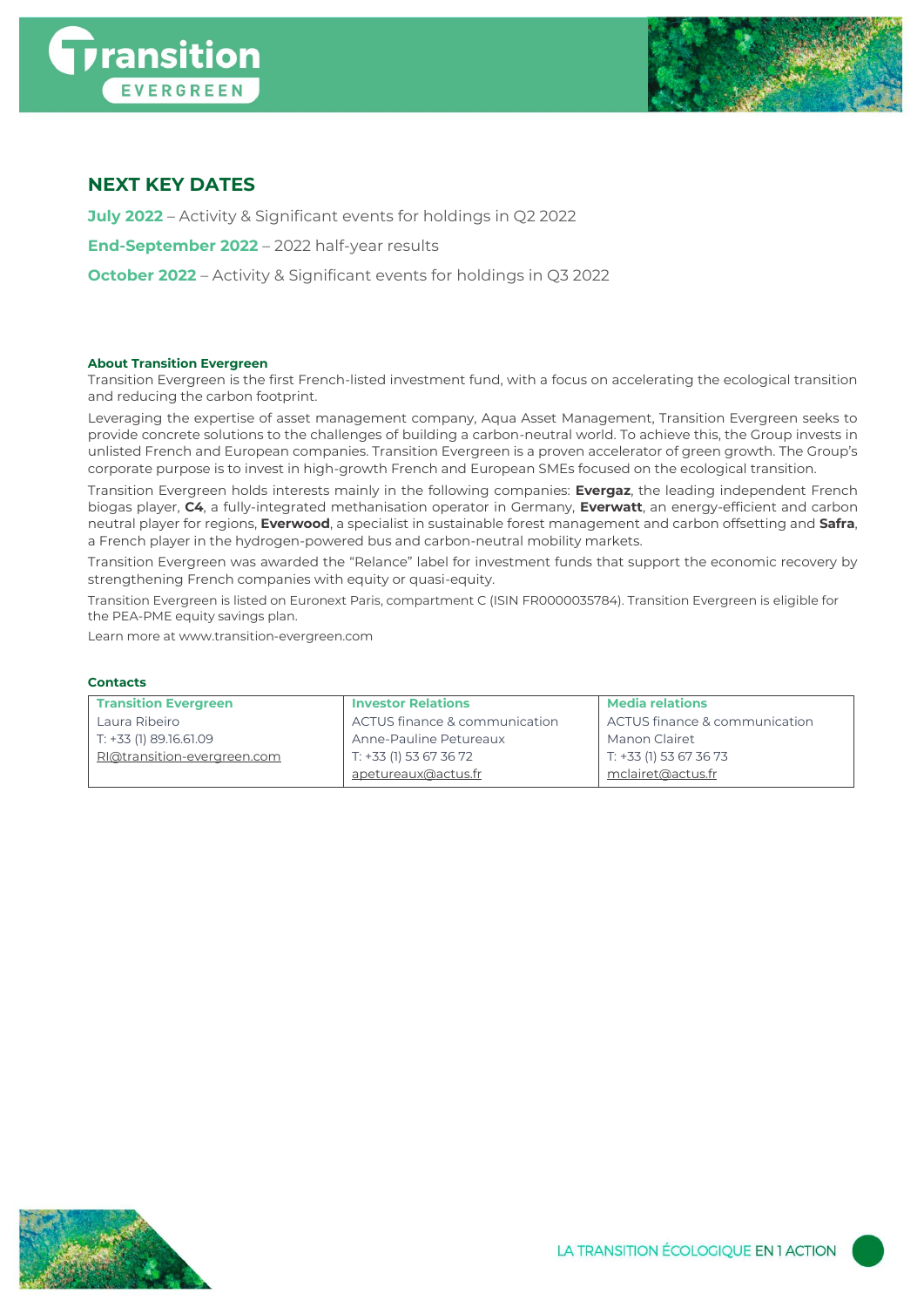## NEXT KEY DATES

**July 2022** – Activity & Significant events for holdings in Q2 2022

**End-September 2022** – 2022 half-year results

**October 2022** – Activity & Significant events for holdings in Q3 2022

**About Transition Evergreen**

Transition Evergreen is the first French-listed investment fund, with a focus on accelerating the ecological transition and reducing the carbon footprint.

Leveraging the expertise of asset management company, Aqua Asset Management, Transition Evergreen seeks to provide concrete solutions to the challenges of building a carbon-neutral world. To achieve this, the Group invests in unlisted French and European companies. Transition Evergreen is a proven accelerator of green growth. The Group's corporate purpose is to invest in high-growth French and European SMEs focused on the ecological transition.

Transition Evergreen holds interests mainly in the following companies: **Evergaz**, the leading independent French biogas player, **C4**, a fully-integrated methanisation operator in Germany, **Everwatt**, an energy-efficient and carbon neutral player for regions, **Everwood**, a specialist in sustainable forest management and carbon offsetting and **Safra**, a French player in the hydrogen-powered bus and carbon-neutral mobility markets.

Transition Evergreen was awarded the "Relance" label for investment funds that support the economic recovery by strengthening French companies with equity or quasi-equity.

Transition Evergreen is listed on Euronext Paris, compartment C (ISIN FR0000035784). Transition Evergreen is eligible for the PEA-PME equity savings plan.

Learn more at www.transition-evergreen.com

**Contacts**

| Transition Evergreen | Investor Relations | Media relations |
|---|---|---|
| Laura Ribeiro<br>T: +33 (1) 89.16.61.09<br>RI@transition-evergreen.com | ACTUS finance & communication<br>Anne-Pauline Petureaux<br>T: +33 (1) 53 67 36 72<br>apetureaux@actus.fr | ACTUS finance & communication<br>Manon Clairet<br>T: +33 (1) 53 67 36 73<br>mclairet@actus.fr |

LA TRANSITION ÉCOLOGIQUE EN 1 ACTION